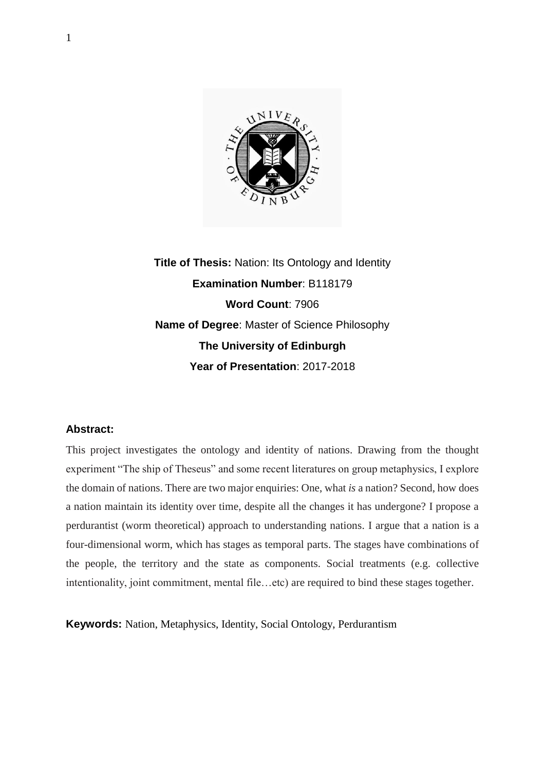**Title of Thesis:** Nation: Its Ontology and Identity

**Examination Number**: B118179

**Word Count**: 7906

**Name of Degree**: Master of Science Philosophy

**The University of Edinburgh**

**Year of Presentation**: 2017-2018

**Abstract:**

This project investigates the ontology and identity of nations. Drawing from the thought experiment "The ship of Theseus" and some recent literatures on group metaphysics, I explore the domain of nations. There are two major enquiries: One, what *is* a nation? Second, how does a nation maintain its identity over time, despite all the changes it has undergone? I propose a perdurantist (worm theoretical) approach to understanding nations. I argue that a nation is a four-dimensional worm, which has stages as temporal parts. The stages have combinations of the people, the territory and the state as components. Social treatments (e.g. collective intentionality, joint commitment, mental file…etc) are required to bind these stages together.

**Keywords:** Nation, Metaphysics, Identity, Social Ontology, Perdurantism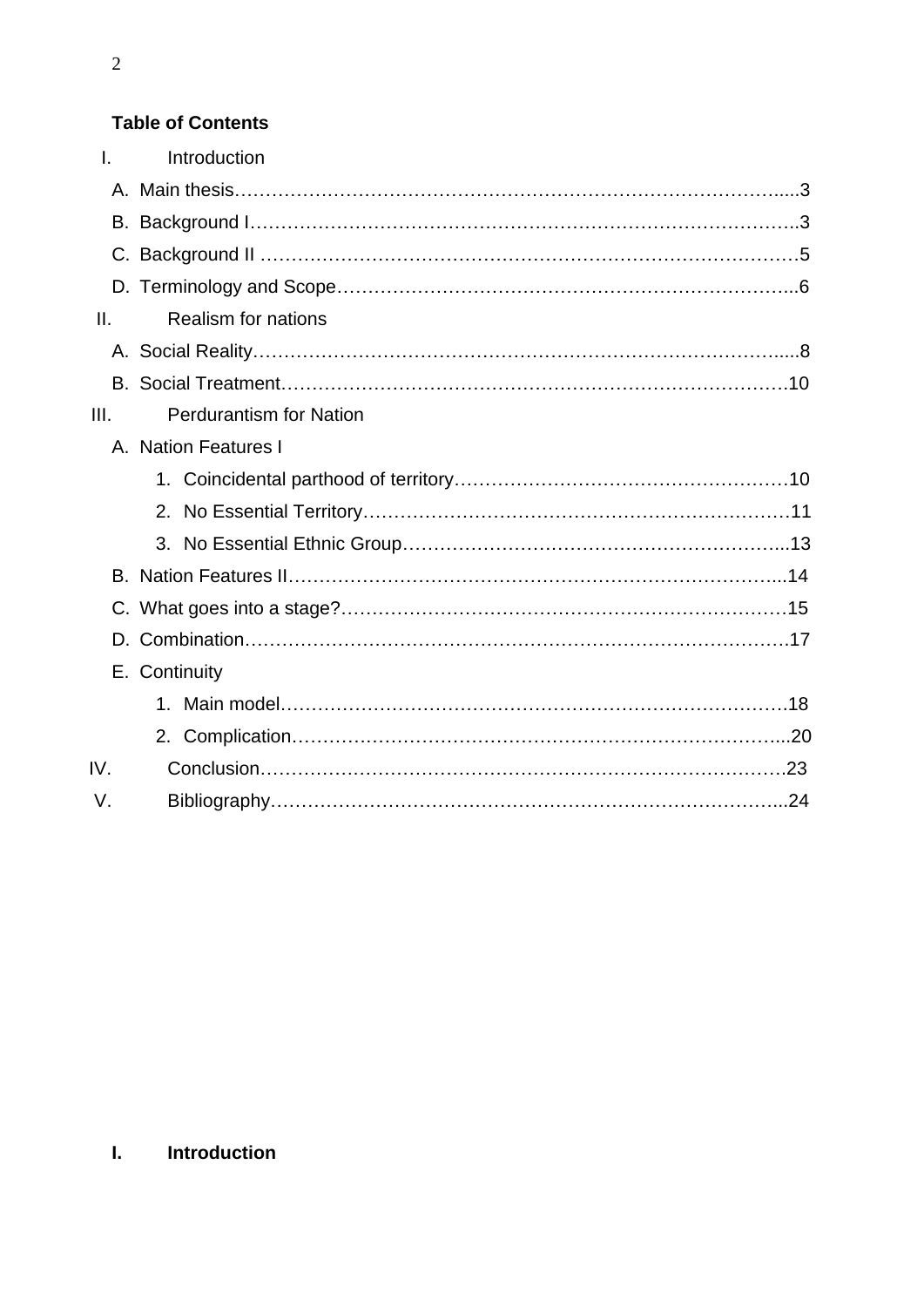**Table of Contents**

I. Introduction
   - A. Main thesis……………………………………………………………………………….....3
   - B. Background I……………………………………………………………………………..3
   - C. Background II …………………………………………………………………………5
   - D. Terminology and Scope…………………………………………………………………...6

II. Realism for nations
   - A. Social Reality…………………………………………………………………………….....8
   - B. Social Treatment……………………………………………………………………….10

III. Perdurantism for Nation
   - A. Nation Features I
      1. Coincidental parthood of territory………………………………………………10
      2. No Essential Territory…………………………………………………………….11
      3. No Essential Ethnic Group……………………………………………………...13
   - B. Nation Features II………………………………………………………………………...14
   - C. What goes into a stage?……………………………………………………………….15
   - D. Combination…………………………………………………………………………….17
   - E. Continuity
      1. Main model……………………………………………………………………….18
      2. Complication……………………………………………………………………...20

IV. Conclusion……………………………………………………………………………….23

V. Bibliography……………………………………………………………………………...24

# I. Introduction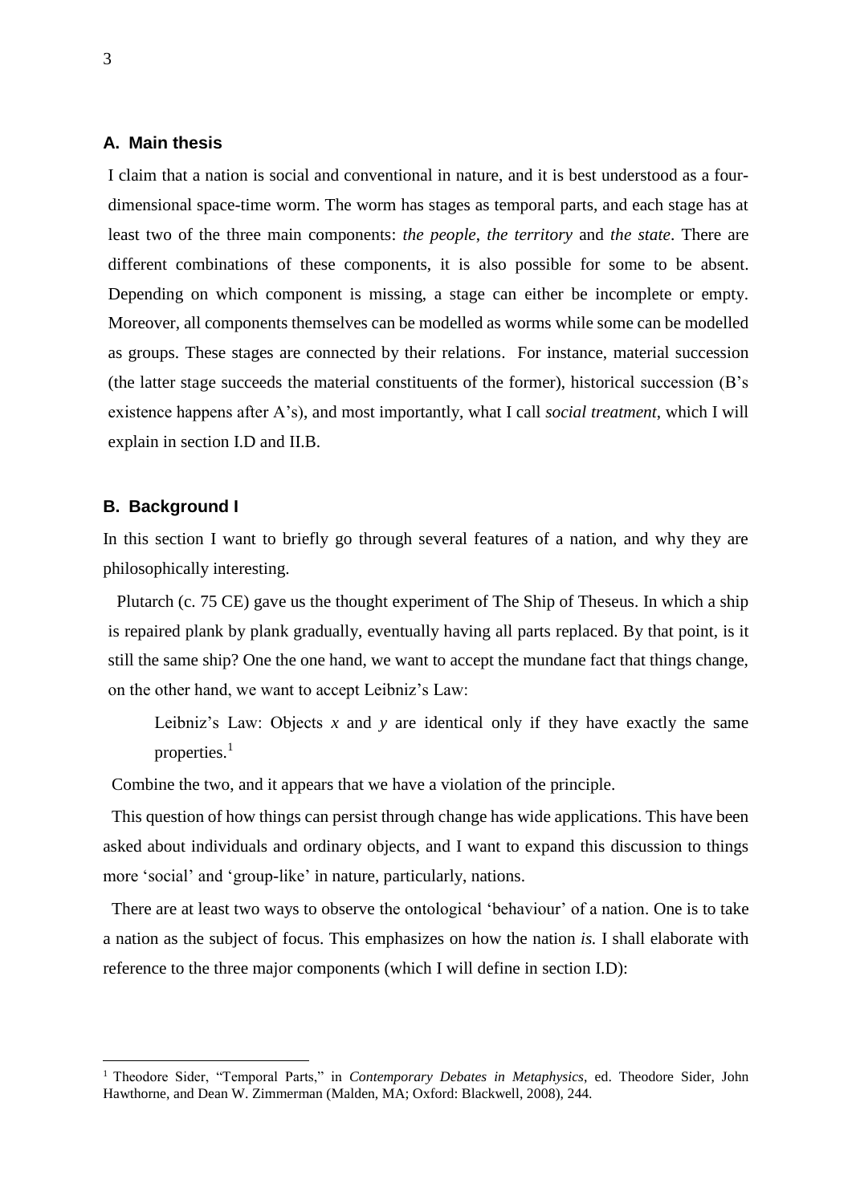### A. Main thesis

I claim that a nation is social and conventional in nature, and it is best understood as a four-dimensional space-time worm. The worm has stages as temporal parts, and each stage has at least two of the three main components: *the people*, *the territory* and *the state*. There are different combinations of these components, it is also possible for some to be absent. Depending on which component is missing, a stage can either be incomplete or empty. Moreover, all components themselves can be modelled as worms while some can be modelled as groups. These stages are connected by their relations. For instance, material succession (the latter stage succeeds the material constituents of the former), historical succession (B's existence happens after A's), and most importantly, what I call *social treatment*, which I will explain in section I.D and II.B.

### B. Background I

In this section I want to briefly go through several features of a nation, and why they are philosophically interesting.

Plutarch (c. 75 CE) gave us the thought experiment of The Ship of Theseus. In which a ship is repaired plank by plank gradually, eventually having all parts replaced. By that point, is it still the same ship? One the one hand, we want to accept the mundane fact that things change, on the other hand, we want to accept Leibniz's Law:

> Leibniz's Law: Objects *x* and *y* are identical only if they have exactly the same properties.[1]

Combine the two, and it appears that we have a violation of the principle.

This question of how things can persist through change has wide applications. This have been asked about individuals and ordinary objects, and I want to expand this discussion to things more 'social' and 'group-like' in nature, particularly, nations.

There are at least two ways to observe the ontological 'behaviour' of a nation. One is to take a nation as the subject of focus. This emphasizes on how the nation *is.* I shall elaborate with reference to the three major components (which I will define in section I.D):

---

[1] Theodore Sider, "Temporal Parts," in *Contemporary Debates in Metaphysics*, ed. Theodore Sider, John Hawthorne, and Dean W. Zimmerman (Malden, MA; Oxford: Blackwell, 2008), 244.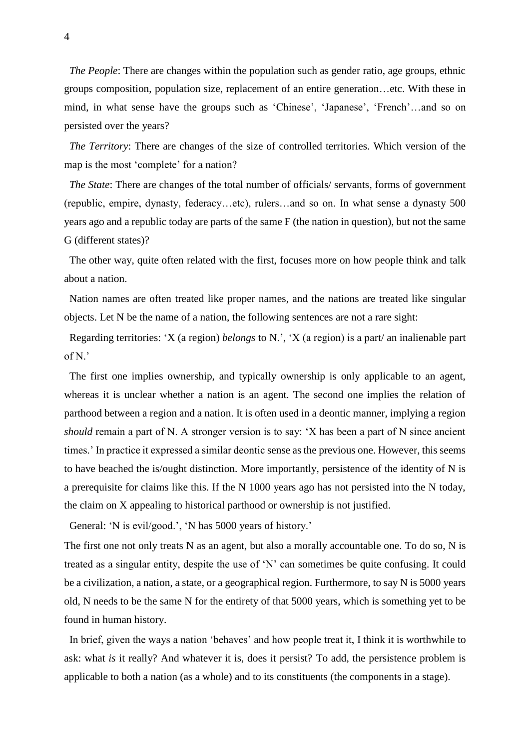*The People*: There are changes within the population such as gender ratio, age groups, ethnic groups composition, population size, replacement of an entire generation…etc. With these in mind, in what sense have the groups such as 'Chinese', 'Japanese', 'French'…and so on persisted over the years?

*The Territory*: There are changes of the size of controlled territories. Which version of the map is the most 'complete' for a nation?

*The State*: There are changes of the total number of officials/ servants, forms of government (republic, empire, dynasty, federacy…etc), rulers…and so on. In what sense a dynasty 500 years ago and a republic today are parts of the same F (the nation in question), but not the same G (different states)?

The other way, quite often related with the first, focuses more on how people think and talk about a nation.

Nation names are often treated like proper names, and the nations are treated like singular objects. Let N be the name of a nation, the following sentences are not a rare sight:

Regarding territories: 'X (a region) *belongs* to N.', 'X (a region) is a part/ an inalienable part of N.'

The first one implies ownership, and typically ownership is only applicable to an agent, whereas it is unclear whether a nation is an agent. The second one implies the relation of parthood between a region and a nation. It is often used in a deontic manner, implying a region *should* remain a part of N. A stronger version is to say: 'X has been a part of N since ancient times.' In practice it expressed a similar deontic sense as the previous one. However, this seems to have beached the is/ought distinction. More importantly, persistence of the identity of N is a prerequisite for claims like this. If the N 1000 years ago has not persisted into the N today, the claim on X appealing to historical parthood or ownership is not justified.

General: 'N is evil/good.', 'N has 5000 years of history.'

The first one not only treats N as an agent, but also a morally accountable one. To do so, N is treated as a singular entity, despite the use of 'N' can sometimes be quite confusing. It could be a civilization, a nation, a state, or a geographical region. Furthermore, to say N is 5000 years old, N needs to be the same N for the entirety of that 5000 years, which is something yet to be found in human history.

In brief, given the ways a nation 'behaves' and how people treat it, I think it is worthwhile to ask: what *is* it really? And whatever it is, does it persist? To add, the persistence problem is applicable to both a nation (as a whole) and to its constituents (the components in a stage).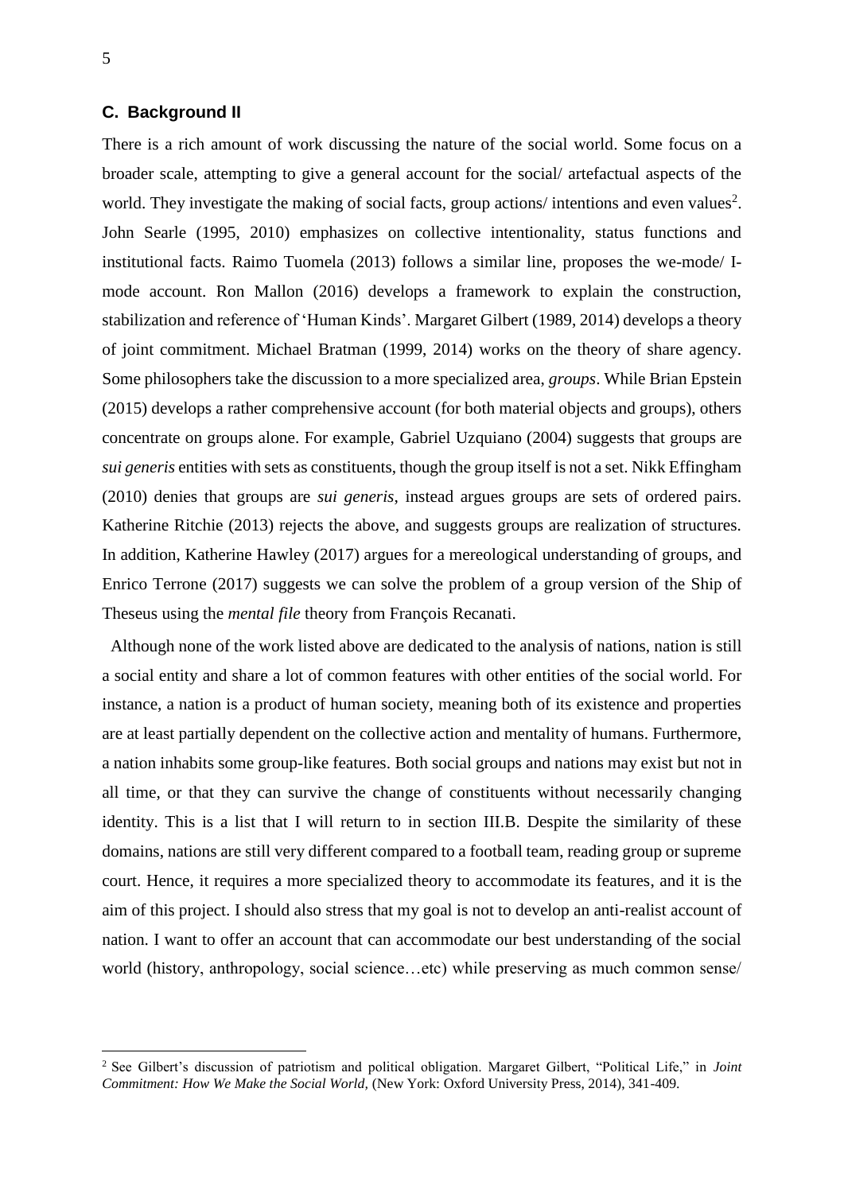### C. Background II

There is a rich amount of work discussing the nature of the social world. Some focus on a broader scale, attempting to give a general account for the social/ artefactual aspects of the world. They investigate the making of social facts, group actions/ intentions and even values[2]. John Searle (1995, 2010) emphasizes on collective intentionality, status functions and institutional facts. Raimo Tuomela (2013) follows a similar line, proposes the we-mode/ I-mode account. Ron Mallon (2016) develops a framework to explain the construction, stabilization and reference of 'Human Kinds'. Margaret Gilbert (1989, 2014) develops a theory of joint commitment. Michael Bratman (1999, 2014) works on the theory of share agency. Some philosophers take the discussion to a more specialized area, *groups*. While Brian Epstein (2015) develops a rather comprehensive account (for both material objects and groups), others concentrate on groups alone. For example, Gabriel Uzquiano (2004) suggests that groups are *sui generis* entities with sets as constituents, though the group itself is not a set. Nikk Effingham (2010) denies that groups are *sui generis*, instead argues groups are sets of ordered pairs. Katherine Ritchie (2013) rejects the above, and suggests groups are realization of structures. In addition, Katherine Hawley (2017) argues for a mereological understanding of groups, and Enrico Terrone (2017) suggests we can solve the problem of a group version of the Ship of Theseus using the *mental file* theory from François Recanati.

Although none of the work listed above are dedicated to the analysis of nations, nation is still a social entity and share a lot of common features with other entities of the social world. For instance, a nation is a product of human society, meaning both of its existence and properties are at least partially dependent on the collective action and mentality of humans. Furthermore, a nation inhabits some group-like features. Both social groups and nations may exist but not in all time, or that they can survive the change of constituents without necessarily changing identity. This is a list that I will return to in section III.B. Despite the similarity of these domains, nations are still very different compared to a football team, reading group or supreme court. Hence, it requires a more specialized theory to accommodate its features, and it is the aim of this project. I should also stress that my goal is not to develop an anti-realist account of nation. I want to offer an account that can accommodate our best understanding of the social world (history, anthropology, social science…etc) while preserving as much common sense/

---

[2] See Gilbert's discussion of patriotism and political obligation. Margaret Gilbert, "Political Life," in *Joint Commitment: How We Make the Social World,* (New York: Oxford University Press, 2014), 341-409.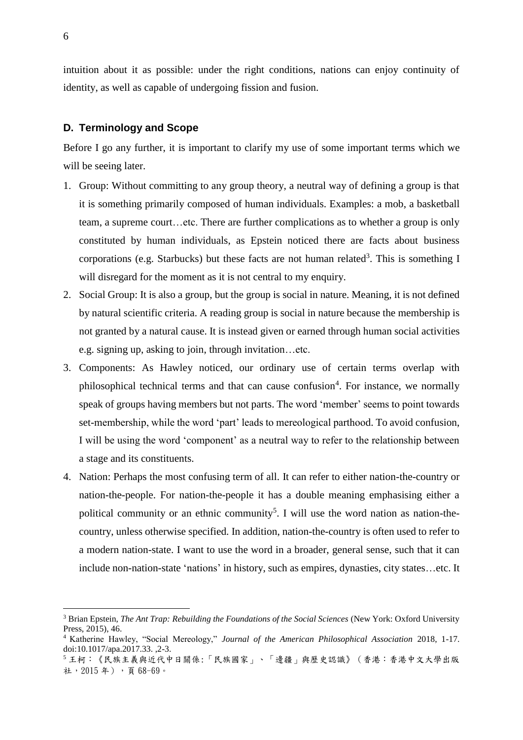intuition about it as possible: under the right conditions, nations can enjoy continuity of identity, as well as capable of undergoing fission and fusion.

### D. Terminology and Scope

Before I go any further, it is important to clarify my use of some important terms which we will be seeing later.

1. Group: Without committing to any group theory, a neutral way of defining a group is that it is something primarily composed of human individuals. Examples: a mob, a basketball team, a supreme court…etc. There are further complications as to whether a group is only constituted by human individuals, as Epstein noticed there are facts about business corporations (e.g. Starbucks) but these facts are not human related[3]. This is something I will disregard for the moment as it is not central to my enquiry.
2. Social Group: It is also a group, but the group is social in nature. Meaning, it is not defined by natural scientific criteria. A reading group is social in nature because the membership is not granted by a natural cause. It is instead given or earned through human social activities e.g. signing up, asking to join, through invitation…etc.
3. Components: As Hawley noticed, our ordinary use of certain terms overlap with philosophical technical terms and that can cause confusion[4]. For instance, we normally speak of groups having members but not parts. The word 'member' seems to point towards set-membership, while the word 'part' leads to mereological parthood. To avoid confusion, I will be using the word 'component' as a neutral way to refer to the relationship between a stage and its constituents.
4. Nation: Perhaps the most confusing term of all. It can refer to either nation-the-country or nation-the-people. For nation-the-people it has a double meaning emphasising either a political community or an ethnic community[5]. I will use the word nation as nation-the-country, unless otherwise specified. In addition, nation-the-country is often used to refer to a modern nation-state. I want to use the word in a broader, general sense, such that it can include non-nation-state 'nations' in history, such as empires, dynasties, city states…etc. It

---

[3] Brian Epstein, *The Ant Trap: Rebuilding the Foundations of the Social Sciences* (New York: Oxford University Press, 2015), 46.

[4] Katherine Hawley, "Social Mereology," *Journal of the American Philosophical Association* 2018, 1-17. doi:10.1017/apa.2017.33. ,2-3.

[5] 王柯：《民族主義與近代中日關係:「民族國家」、「邊疆」與歷史認識》（香港：香港中文大學出版社，2015 年），頁 68-69。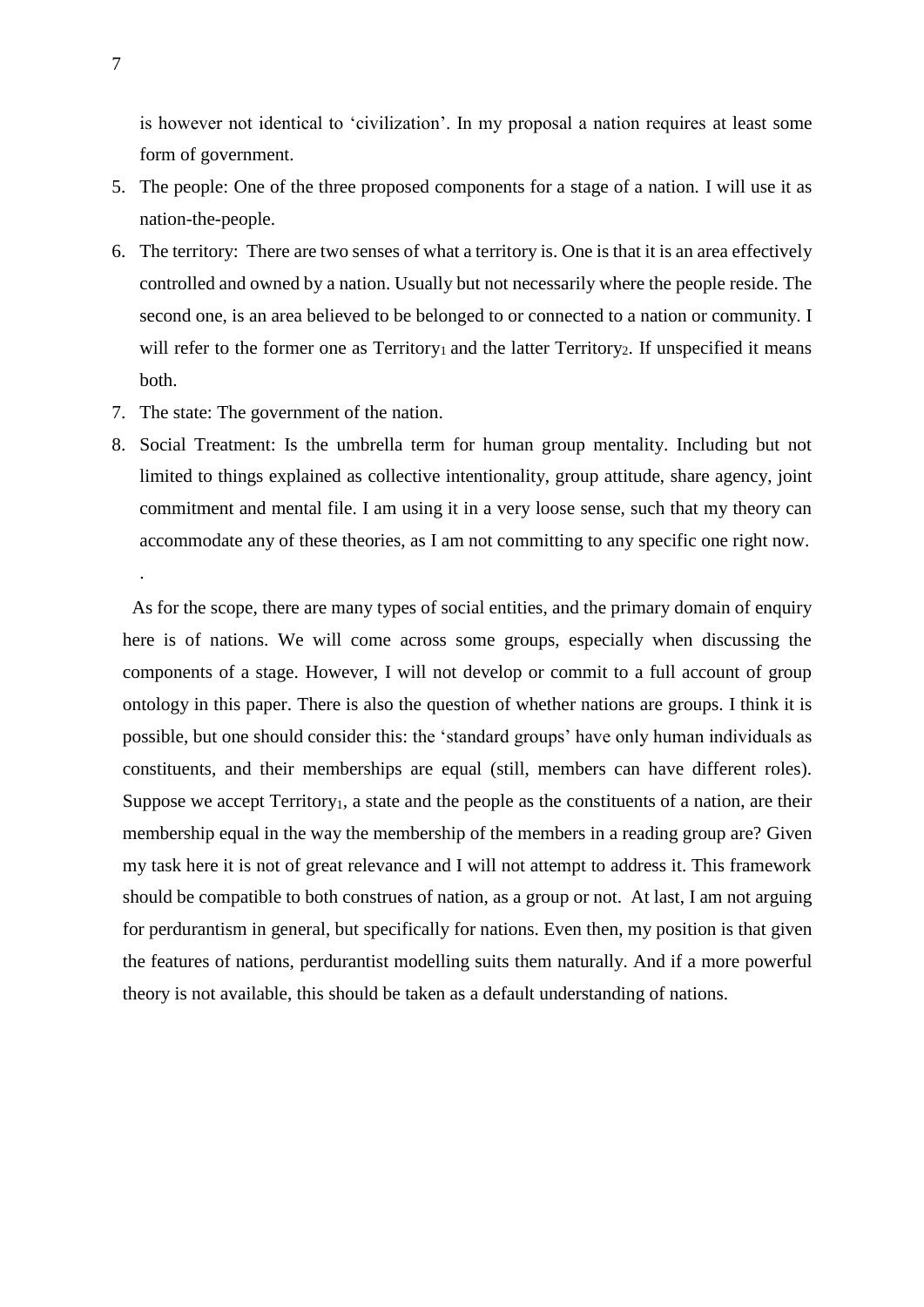is however not identical to 'civilization'. In my proposal a nation requires at least some form of government.

5. The people: One of the three proposed components for a stage of a nation. I will use it as nation-the-people.
6. The territory: There are two senses of what a territory is. One is that it is an area effectively controlled and owned by a nation. Usually but not necessarily where the people reside. The second one, is an area believed to be belonged to or connected to a nation or community. I will refer to the former one as $\text{Territory}_1$ and the latter $\text{Territory}_2$. If unspecified it means both.
7. The state: The government of the nation.
8. Social Treatment: Is the umbrella term for human group mentality. Including but not limited to things explained as collective intentionality, group attitude, share agency, joint commitment and mental file. I am using it in a very loose sense, such that my theory can accommodate any of these theories, as I am not committing to any specific one right now.

.

As for the scope, there are many types of social entities, and the primary domain of enquiry here is of nations. We will come across some groups, especially when discussing the components of a stage. However, I will not develop or commit to a full account of group ontology in this paper. There is also the question of whether nations are groups. I think it is possible, but one should consider this: the 'standard groups' have only human individuals as constituents, and their memberships are equal (still, members can have different roles). Suppose we accept $\text{Territory}_1$, a state and the people as the constituents of a nation, are their membership equal in the way the membership of the members in a reading group are? Given my task here it is not of great relevance and I will not attempt to address it. This framework should be compatible to both construes of nation, as a group or not. At last, I am not arguing for perdurantism in general, but specifically for nations. Even then, my position is that given the features of nations, perdurantist modelling suits them naturally. And if a more powerful theory is not available, this should be taken as a default understanding of nations.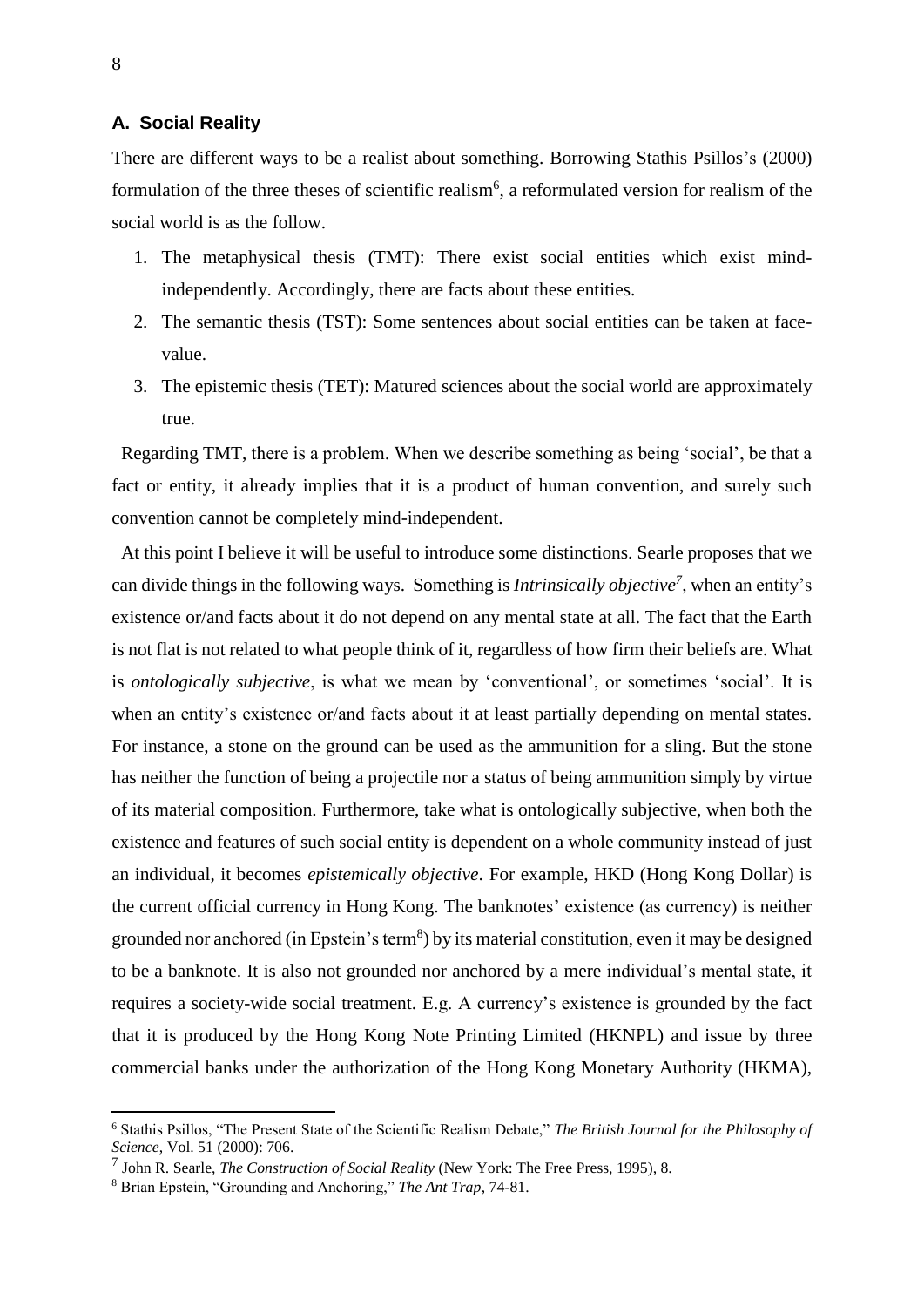### A. Social Reality

There are different ways to be a realist about something. Borrowing Stathis Psillos's (2000) formulation of the three theses of scientific realism[6], a reformulated version for realism of the social world is as the follow.

1. The metaphysical thesis (TMT): There exist social entities which exist mind-independently. Accordingly, there are facts about these entities.
2. The semantic thesis (TST): Some sentences about social entities can be taken at face-value.
3. The epistemic thesis (TET): Matured sciences about the social world are approximately true.

Regarding TMT, there is a problem. When we describe something as being 'social', be that a fact or entity, it already implies that it is a product of human convention, and surely such convention cannot be completely mind-independent.

At this point I believe it will be useful to introduce some distinctions. Searle proposes that we can divide things in the following ways. Something is *Intrinsically objective*[7], when an entity's existence or/and facts about it do not depend on any mental state at all. The fact that the Earth is not flat is not related to what people think of it, regardless of how firm their beliefs are. What is *ontologically subjective*, is what we mean by 'conventional', or sometimes 'social'. It is when an entity's existence or/and facts about it at least partially depending on mental states. For instance, a stone on the ground can be used as the ammunition for a sling. But the stone has neither the function of being a projectile nor a status of being ammunition simply by virtue of its material composition. Furthermore, take what is ontologically subjective, when both the existence and features of such social entity is dependent on a whole community instead of just an individual, it becomes *epistemically objective*. For example, HKD (Hong Kong Dollar) is the current official currency in Hong Kong. The banknotes' existence (as currency) is neither grounded nor anchored (in Epstein's term[8]) by its material constitution, even it may be designed to be a banknote. It is also not grounded nor anchored by a mere individual's mental state, it requires a society-wide social treatment. E.g. A currency's existence is grounded by the fact that it is produced by the Hong Kong Note Printing Limited (HKNPL) and issue by three commercial banks under the authorization of the Hong Kong Monetary Authority (HKMA),

---

[6] Stathis Psillos, "The Present State of the Scientific Realism Debate," *The British Journal for the Philosophy of Science*, Vol. 51 (2000): 706.

[7] John R. Searle, *The Construction of Social Reality* (New York: The Free Press, 1995), 8.

[8] Brian Epstein, "Grounding and Anchoring," *The Ant Trap*, 74-81.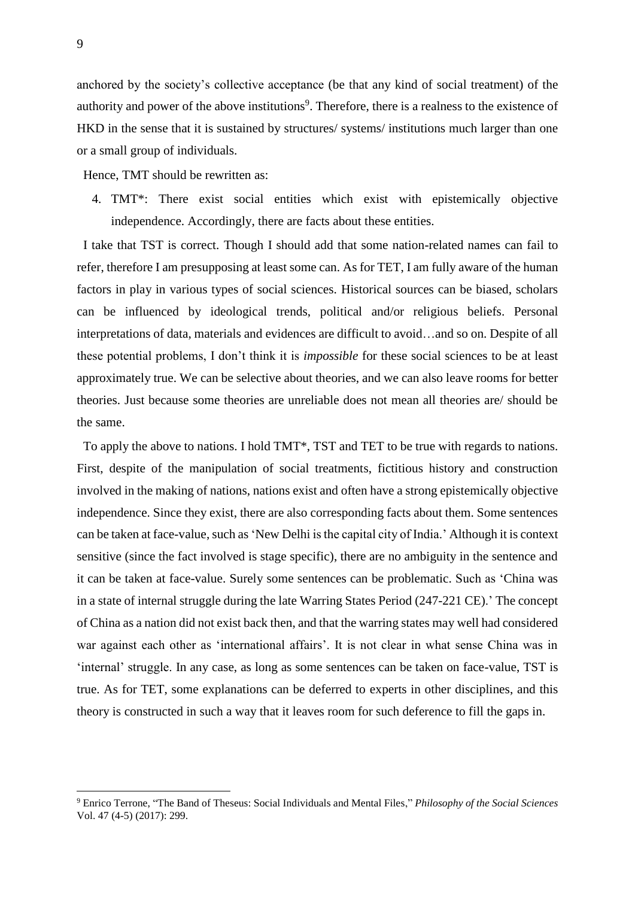anchored by the society's collective acceptance (be that any kind of social treatment) of the authority and power of the above institutions[9]. Therefore, there is a realness to the existence of HKD in the sense that it is sustained by structures/ systems/ institutions much larger than one or a small group of individuals.

Hence, TMT should be rewritten as:

4. TMT*: There exist social entities which exist with epistemically objective independence. Accordingly, there are facts about these entities.

I take that TST is correct. Though I should add that some nation-related names can fail to refer, therefore I am presupposing at least some can. As for TET, I am fully aware of the human factors in play in various types of social sciences. Historical sources can be biased, scholars can be influenced by ideological trends, political and/or religious beliefs. Personal interpretations of data, materials and evidences are difficult to avoid…and so on. Despite of all these potential problems, I don't think it is *impossible* for these social sciences to be at least approximately true. We can be selective about theories, and we can also leave rooms for better theories. Just because some theories are unreliable does not mean all theories are/ should be the same.

To apply the above to nations. I hold TMT*, TST and TET to be true with regards to nations. First, despite of the manipulation of social treatments, fictitious history and construction involved in the making of nations, nations exist and often have a strong epistemically objective independence. Since they exist, there are also corresponding facts about them. Some sentences can be taken at face-value, such as 'New Delhi is the capital city of India.' Although it is context sensitive (since the fact involved is stage specific), there are no ambiguity in the sentence and it can be taken at face-value. Surely some sentences can be problematic. Such as 'China was in a state of internal struggle during the late Warring States Period (247-221 CE).' The concept of China as a nation did not exist back then, and that the warring states may well had considered war against each other as 'international affairs'. It is not clear in what sense China was in 'internal' struggle. In any case, as long as some sentences can be taken on face-value, TST is true. As for TET, some explanations can be deferred to experts in other disciplines, and this theory is constructed in such a way that it leaves room for such deference to fill the gaps in.

---

[9] Enrico Terrone, "The Band of Theseus: Social Individuals and Mental Files," *Philosophy of the Social Sciences* Vol. 47 (4-5) (2017): 299.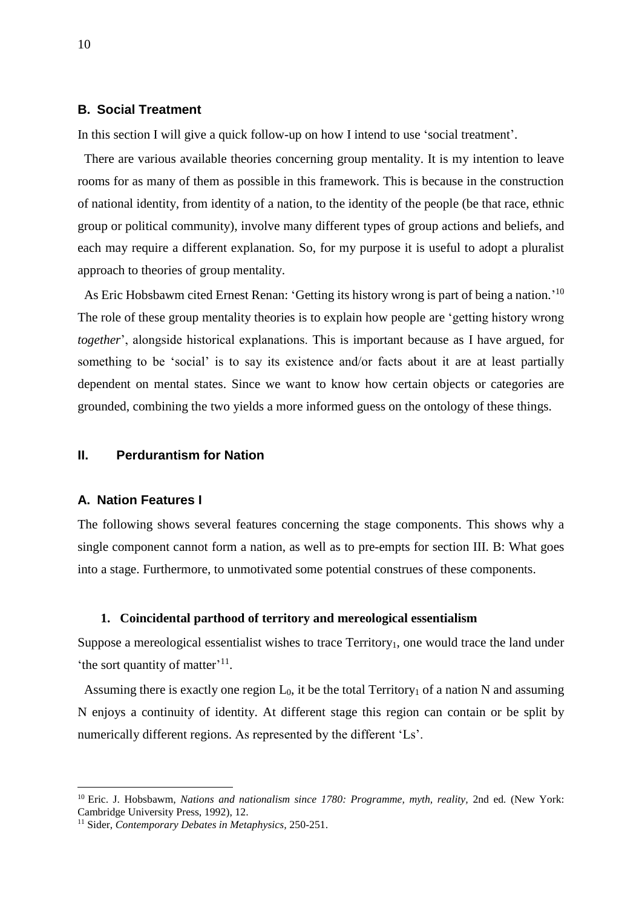### B. Social Treatment

In this section I will give a quick follow-up on how I intend to use 'social treatment'.

There are various available theories concerning group mentality. It is my intention to leave rooms for as many of them as possible in this framework. This is because in the construction of national identity, from identity of a nation, to the identity of the people (be that race, ethnic group or political community), involve many different types of group actions and beliefs, and each may require a different explanation. So, for my purpose it is useful to adopt a pluralist approach to theories of group mentality.

As Eric Hobsbawm cited Ernest Renan: 'Getting its history wrong is part of being a nation.'[10] The role of these group mentality theories is to explain how people are 'getting history wrong *together*', alongside historical explanations. This is important because as I have argued, for something to be 'social' is to say its existence and/or facts about it are at least partially dependent on mental states. Since we want to know how certain objects or categories are grounded, combining the two yields a more informed guess on the ontology of these things.

## II. Perdurantism for Nation

### A. Nation Features I

The following shows several features concerning the stage components. This shows why a single component cannot form a nation, as well as to pre-empts for section III. B: What goes into a stage. Furthermore, to unmotivated some potential construes of these components.

#### 1. Coincidental parthood of territory and mereological essentialism

Suppose a mereological essentialist wishes to trace $Territory_1$, one would trace the land under 'the sort quantity of matter'[11].

Assuming there is exactly one region $L_0$, it be the total $Territory_1$ of a nation N and assuming N enjoys a continuity of identity. At different stage this region can contain or be split by numerically different regions. As represented by the different 'Ls'.

---

[10] Eric. J. Hobsbawm, *Nations and nationalism since 1780: Programme, myth, reality*, 2nd ed. (New York: Cambridge University Press, 1992), 12.

[11] Sider, *Contemporary Debates in Metaphysics*, 250-251.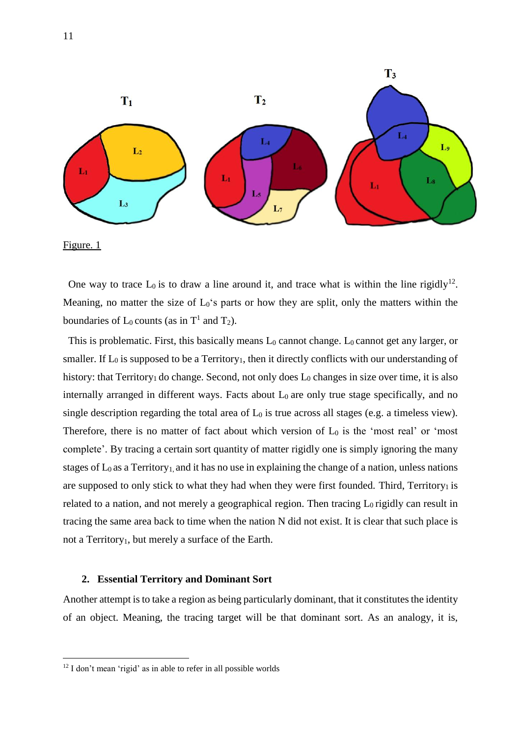Figure. 1

One way to trace $L_0$ is to draw a line around it, and trace what is within the line rigidly[12]. Meaning, no matter the size of $L_0$'s parts or how they are split, only the matters within the boundaries of $L_0$ counts (as in $T^1$ and $T_2$).

This is problematic. First, this basically means $L_0$ cannot change. $L_0$ cannot get any larger, or smaller. If $L_0$ is supposed to be a $Territory_1$, then it directly conflicts with our understanding of history: that $Territory_1$ do change. Second, not only does $L_0$ changes in size over time, it is also internally arranged in different ways. Facts about $L_0$ are only true stage specifically, and no single description regarding the total area of $L_0$ is true across all stages (e.g. a timeless view). Therefore, there is no matter of fact about which version of $L_0$ is the 'most real' or 'most complete'. By tracing a certain sort quantity of matter rigidly one is simply ignoring the many stages of $L_0$ as a $Territory_1$, and it has no use in explaining the change of a nation, unless nations are supposed to only stick to what they had when they were first founded. Third, $Territory_1$ is related to a nation, and not merely a geographical region. Then tracing $L_0$ rigidly can result in tracing the same area back to time when the nation N did not exist. It is clear that such place is not a $Territory_1$, but merely a surface of the Earth.

### 2. Essential Territory and Dominant Sort

Another attempt is to take a region as being particularly dominant, that it constitutes the identity of an object. Meaning, the tracing target will be that dominant sort. As an analogy, it is,

---

[12] I don't mean 'rigid' as in able to refer in all possible worlds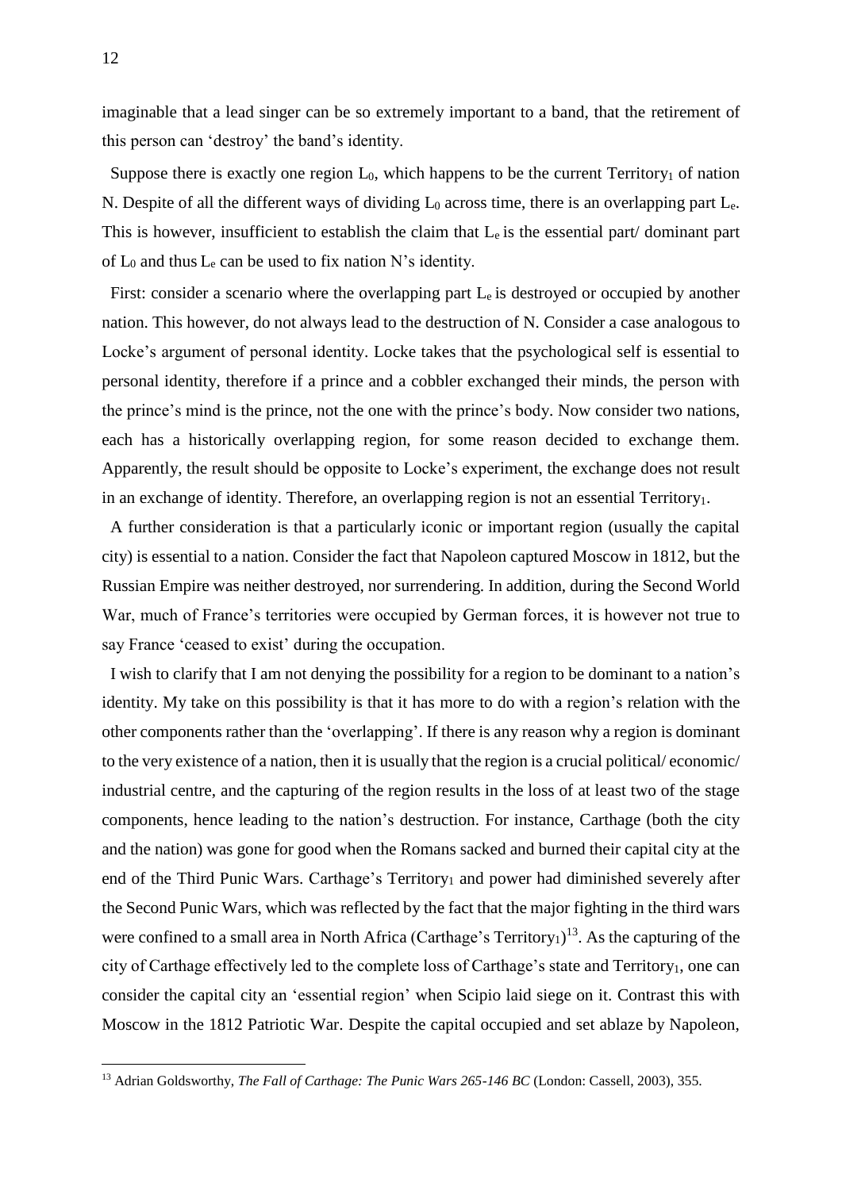imaginable that a lead singer can be so extremely important to a band, that the retirement of this person can 'destroy' the band's identity.

Suppose there is exactly one region $L_0$, which happens to be the current $Territory_1$ of nation N. Despite of all the different ways of dividing $L_0$ across time, there is an overlapping part $L_e$. This is however, insufficient to establish the claim that $L_e$ is the essential part/ dominant part of $L_0$ and thus $L_e$ can be used to fix nation N's identity.

First: consider a scenario where the overlapping part $L_e$ is destroyed or occupied by another nation. This however, do not always lead to the destruction of N. Consider a case analogous to Locke's argument of personal identity. Locke takes that the psychological self is essential to personal identity, therefore if a prince and a cobbler exchanged their minds, the person with the prince's mind is the prince, not the one with the prince's body. Now consider two nations, each has a historically overlapping region, for some reason decided to exchange them. Apparently, the result should be opposite to Locke's experiment, the exchange does not result in an exchange of identity. Therefore, an overlapping region is not an essential $Territory_1$.

A further consideration is that a particularly iconic or important region (usually the capital city) is essential to a nation. Consider the fact that Napoleon captured Moscow in 1812, but the Russian Empire was neither destroyed, nor surrendering. In addition, during the Second World War, much of France's territories were occupied by German forces, it is however not true to say France 'ceased to exist' during the occupation.

I wish to clarify that I am not denying the possibility for a region to be dominant to a nation's identity. My take on this possibility is that it has more to do with a region's relation with the other components rather than the 'overlapping'. If there is any reason why a region is dominant to the very existence of a nation, then it is usually that the region is a crucial political/ economic/ industrial centre, and the capturing of the region results in the loss of at least two of the stage components, hence leading to the nation's destruction. For instance, Carthage (both the city and the nation) was gone for good when the Romans sacked and burned their capital city at the end of the Third Punic Wars. Carthage's $Territory_1$ and power had diminished severely after the Second Punic Wars, which was reflected by the fact that the major fighting in the third wars were confined to a small area in North Africa (Carthage's $Territory_1$)[13]. As the capturing of the city of Carthage effectively led to the complete loss of Carthage's state and $Territory_1$, one can consider the capital city an 'essential region' when Scipio laid siege on it. Contrast this with Moscow in the 1812 Patriotic War. Despite the capital occupied and set ablaze by Napoleon,

[13] Adrian Goldsworthy, *The Fall of Carthage: The Punic Wars 265-146 BC* (London: Cassell, 2003), 355.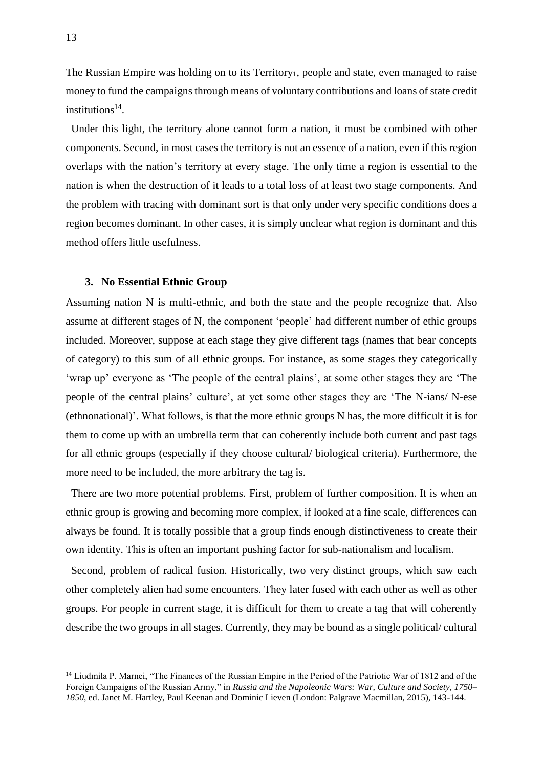The Russian Empire was holding on to its Territory$_1$, people and state, even managed to raise money to fund the campaigns through means of voluntary contributions and loans of state credit institutions[14].

Under this light, the territory alone cannot form a nation, it must be combined with other components. Second, in most cases the territory is not an essence of a nation, even if this region overlaps with the nation's territory at every stage. The only time a region is essential to the nation is when the destruction of it leads to a total loss of at least two stage components. And the problem with tracing with dominant sort is that only under very specific conditions does a region becomes dominant. In other cases, it is simply unclear what region is dominant and this method offers little usefulness.

### 3. No Essential Ethnic Group

Assuming nation N is multi-ethnic, and both the state and the people recognize that. Also assume at different stages of N, the component 'people' had different number of ethic groups included. Moreover, suppose at each stage they give different tags (names that bear concepts of category) to this sum of all ethnic groups. For instance, as some stages they categorically 'wrap up' everyone as 'The people of the central plains', at some other stages they are 'The people of the central plains' culture', at yet some other stages they are 'The N-ians/ N-ese (ethnonational)'. What follows, is that the more ethnic groups N has, the more difficult it is for them to come up with an umbrella term that can coherently include both current and past tags for all ethnic groups (especially if they choose cultural/ biological criteria). Furthermore, the more need to be included, the more arbitrary the tag is.

There are two more potential problems. First, problem of further composition. It is when an ethnic group is growing and becoming more complex, if looked at a fine scale, differences can always be found. It is totally possible that a group finds enough distinctiveness to create their own identity. This is often an important pushing factor for sub-nationalism and localism.

Second, problem of radical fusion. Historically, two very distinct groups, which saw each other completely alien had some encounters. They later fused with each other as well as other groups. For people in current stage, it is difficult for them to create a tag that will coherently describe the two groups in all stages. Currently, they may be bound as a single political/ cultural

---

[14] Liudmila P. Marnei, "The Finances of the Russian Empire in the Period of the Patriotic War of 1812 and of the Foreign Campaigns of the Russian Army," in *Russia and the Napoleonic Wars: War, Culture and Society, 1750–1850*, ed. Janet M. Hartley, Paul Keenan and Dominic Lieven (London: Palgrave Macmillan, 2015), 143-144.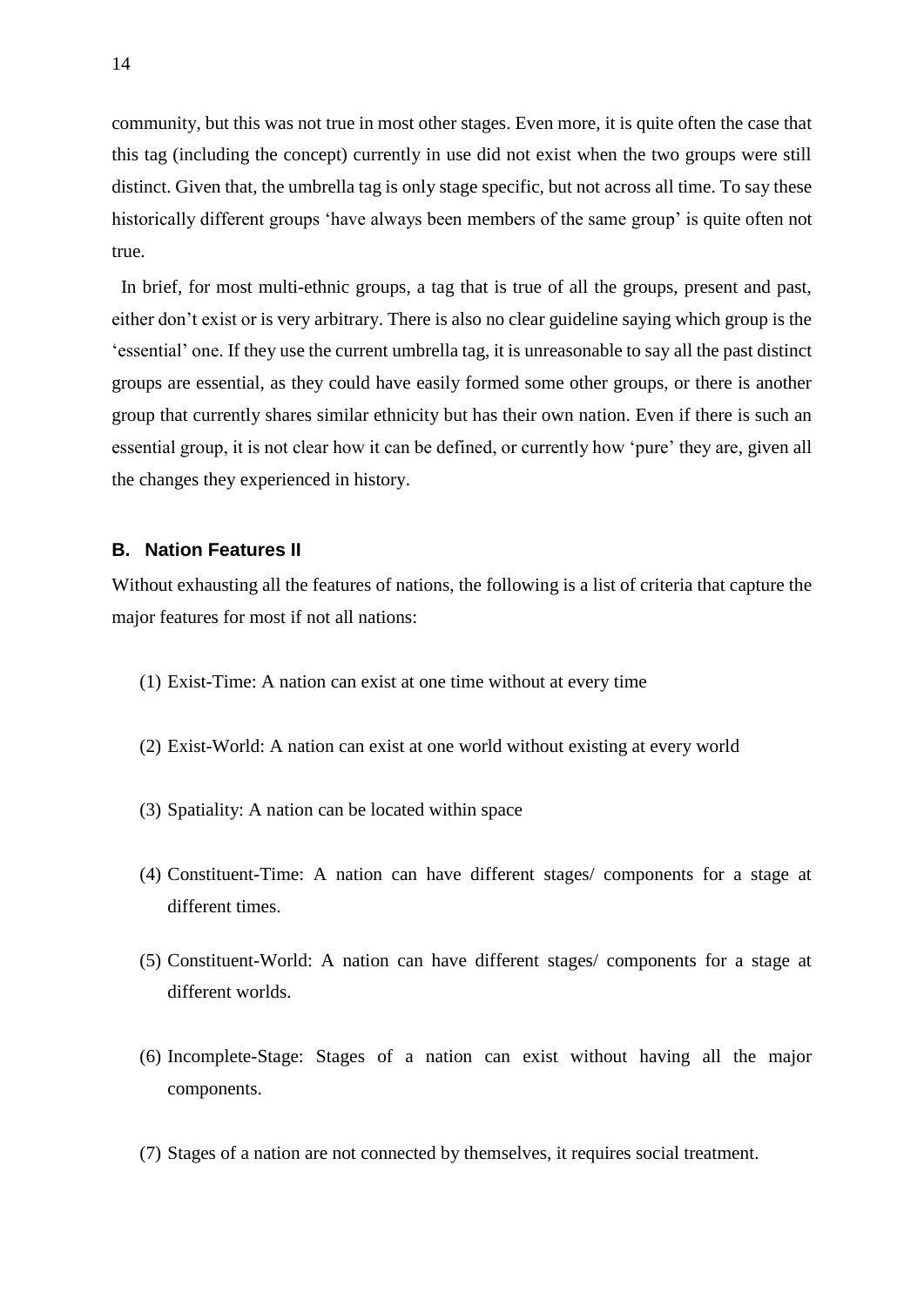community, but this was not true in most other stages. Even more, it is quite often the case that this tag (including the concept) currently in use did not exist when the two groups were still distinct. Given that, the umbrella tag is only stage specific, but not across all time. To say these historically different groups 'have always been members of the same group' is quite often not true.

In brief, for most multi-ethnic groups, a tag that is true of all the groups, present and past, either don't exist or is very arbitrary. There is also no clear guideline saying which group is the 'essential' one. If they use the current umbrella tag, it is unreasonable to say all the past distinct groups are essential, as they could have easily formed some other groups, or there is another group that currently shares similar ethnicity but has their own nation. Even if there is such an essential group, it is not clear how it can be defined, or currently how 'pure' they are, given all the changes they experienced in history.

### B. Nation Features II

Without exhausting all the features of nations, the following is a list of criteria that capture the major features for most if not all nations:

(1) Exist-Time: A nation can exist at one time without at every time

(2) Exist-World: A nation can exist at one world without existing at every world

(3) Spatiality: A nation can be located within space

(4) Constituent-Time: A nation can have different stages/ components for a stage at different times.

(5) Constituent-World: A nation can have different stages/ components for a stage at different worlds.

(6) Incomplete-Stage: Stages of a nation can exist without having all the major components.

(7) Stages of a nation are not connected by themselves, it requires social treatment.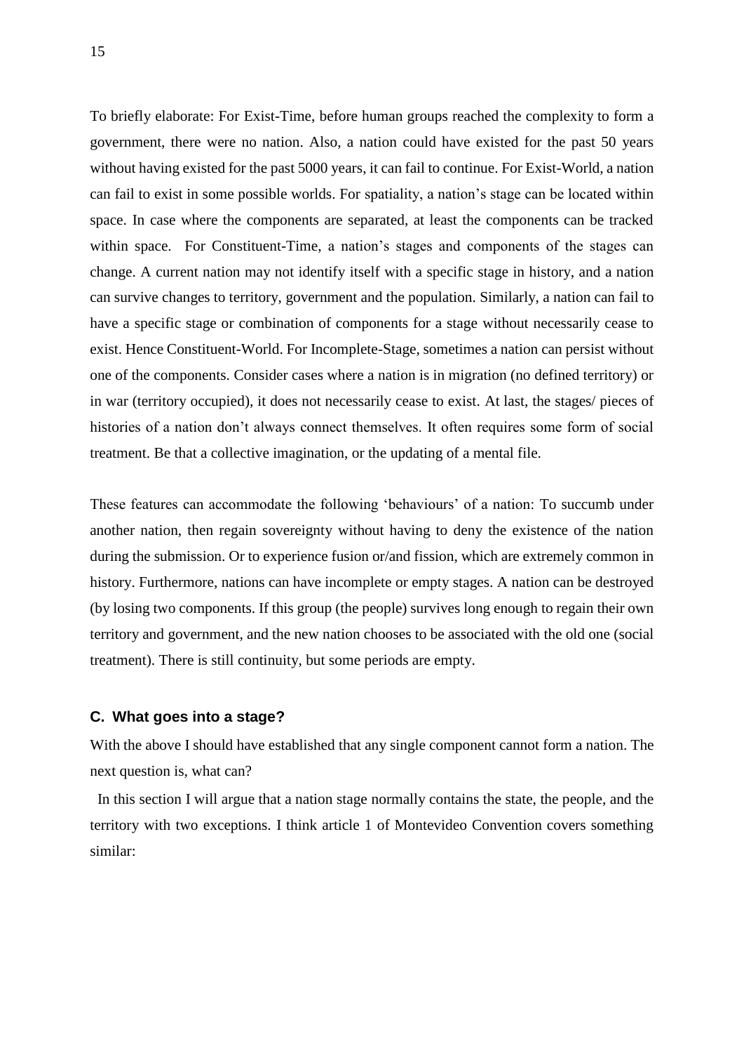To briefly elaborate: For Exist-Time, before human groups reached the complexity to form a government, there were no nation. Also, a nation could have existed for the past 50 years without having existed for the past 5000 years, it can fail to continue. For Exist-World, a nation can fail to exist in some possible worlds. For spatiality, a nation's stage can be located within space. In case where the components are separated, at least the components can be tracked within space. For Constituent-Time, a nation's stages and components of the stages can change. A current nation may not identify itself with a specific stage in history, and a nation can survive changes to territory, government and the population. Similarly, a nation can fail to have a specific stage or combination of components for a stage without necessarily cease to exist. Hence Constituent-World. For Incomplete-Stage, sometimes a nation can persist without one of the components. Consider cases where a nation is in migration (no defined territory) or in war (territory occupied), it does not necessarily cease to exist. At last, the stages/ pieces of histories of a nation don't always connect themselves. It often requires some form of social treatment. Be that a collective imagination, or the updating of a mental file.

These features can accommodate the following 'behaviours' of a nation: To succumb under another nation, then regain sovereignty without having to deny the existence of the nation during the submission. Or to experience fusion or/and fission, which are extremely common in history. Furthermore, nations can have incomplete or empty stages. A nation can be destroyed (by losing two components. If this group (the people) survives long enough to regain their own territory and government, and the new nation chooses to be associated with the old one (social treatment). There is still continuity, but some periods are empty.

### C. What goes into a stage?

With the above I should have established that any single component cannot form a nation. The next question is, what can?

In this section I will argue that a nation stage normally contains the state, the people, and the territory with two exceptions. I think article 1 of Montevideo Convention covers something similar: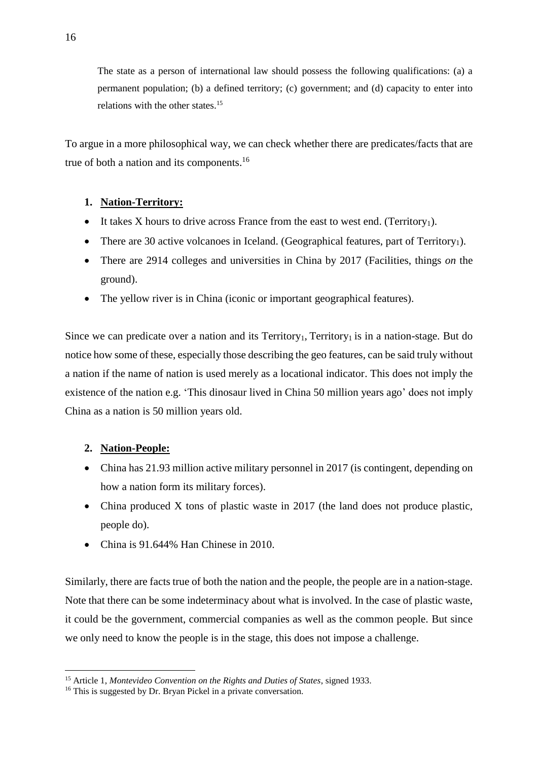> The state as a person of international law should possess the following qualifications: (a) a permanent population; (b) a defined territory; (c) government; and (d) capacity to enter into relations with the other states.[15]

To argue in a more philosophical way, we can check whether there are predicates/facts that are true of both a nation and its components.[16]

1. **<u>Nation-Territory:</u>**

- It takes X hours to drive across France from the east to west end. ($\text{Territory}_1$).
- There are 30 active volcanoes in Iceland. (Geographical features, part of $\text{Territory}_1$).
- There are 2914 colleges and universities in China by 2017 (Facilities, things *on* the ground).
- The yellow river is in China (iconic or important geographical features).

Since we can predicate over a nation and its $\text{Territory}_1$, $\text{Territory}_1$ is in a nation-stage. But do notice how some of these, especially those describing the geo features, can be said truly without a nation if the name of nation is used merely as a locational indicator. This does not imply the existence of the nation e.g. 'This dinosaur lived in China 50 million years ago' does not imply China as a nation is 50 million years old.

2. **<u>Nation-People:</u>**

- China has 21.93 million active military personnel in 2017 (is contingent, depending on how a nation form its military forces).
- China produced X tons of plastic waste in 2017 (the land does not produce plastic, people do).
- China is 91.644% Han Chinese in 2010.

Similarly, there are facts true of both the nation and the people, the people are in a nation-stage. Note that there can be some indeterminacy about what is involved. In the case of plastic waste, it could be the government, commercial companies as well as the common people. But since we only need to know the people is in the stage, this does not impose a challenge.

---

[15] Article 1, *Montevideo Convention on the Rights and Duties of States*, signed 1933.

[16] This is suggested by Dr. Bryan Pickel in a private conversation.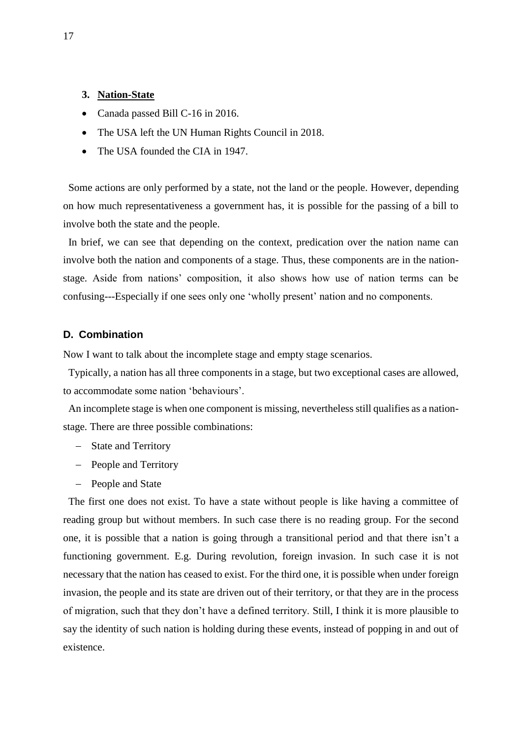3. **Nation-State**

- Canada passed Bill C-16 in 2016.
- The USA left the UN Human Rights Council in 2018.
- The USA founded the CIA in 1947.

Some actions are only performed by a state, not the land or the people. However, depending on how much representativeness a government has, it is possible for the passing of a bill to involve both the state and the people.

In brief, we can see that depending on the context, predication over the nation name can involve both the nation and components of a stage. Thus, these components are in the nation-stage. Aside from nations' composition, it also shows how use of nation terms can be confusing---Especially if one sees only one 'wholly present' nation and no components.

### D. Combination

Now I want to talk about the incomplete stage and empty stage scenarios.

Typically, a nation has all three components in a stage, but two exceptional cases are allowed, to accommodate some nation 'behaviours'.

An incomplete stage is when one component is missing, nevertheless still qualifies as a nation-stage. There are three possible combinations:

- State and Territory
- People and Territory
- People and State

The first one does not exist. To have a state without people is like having a committee of reading group but without members. In such case there is no reading group. For the second one, it is possible that a nation is going through a transitional period and that there isn't a functioning government. E.g. During revolution, foreign invasion. In such case it is not necessary that the nation has ceased to exist. For the third one, it is possible when under foreign invasion, the people and its state are driven out of their territory, or that they are in the process of migration, such that they don't have a defined territory. Still, I think it is more plausible to say the identity of such nation is holding during these events, instead of popping in and out of existence.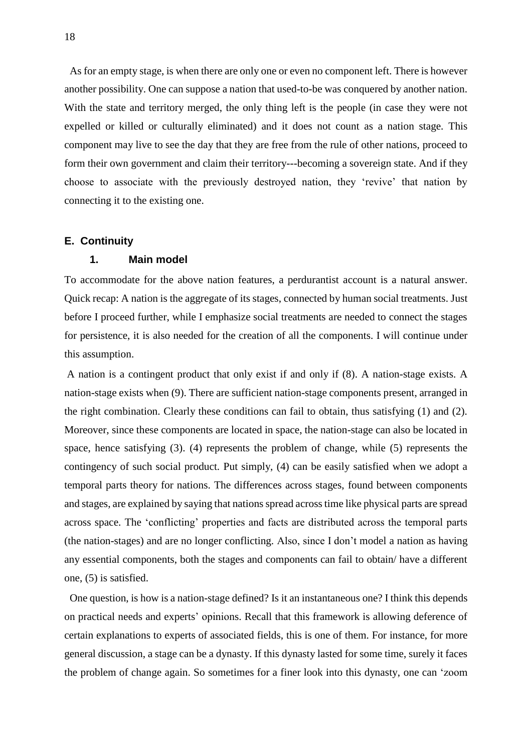As for an empty stage, is when there are only one or even no component left. There is however another possibility. One can suppose a nation that used-to-be was conquered by another nation. With the state and territory merged, the only thing left is the people (in case they were not expelled or killed or culturally eliminated) and it does not count as a nation stage. This component may live to see the day that they are free from the rule of other nations, proceed to form their own government and claim their territory---becoming a sovereign state. And if they choose to associate with the previously destroyed nation, they 'revive' that nation by connecting it to the existing one.

### E. Continuity

#### 1. Main model

To accommodate for the above nation features, a perdurantist account is a natural answer. Quick recap: A nation is the aggregate of its stages, connected by human social treatments. Just before I proceed further, while I emphasize social treatments are needed to connect the stages for persistence, it is also needed for the creation of all the components. I will continue under this assumption.

A nation is a contingent product that only exist if and only if (8). A nation-stage exists. A nation-stage exists when (9). There are sufficient nation-stage components present, arranged in the right combination. Clearly these conditions can fail to obtain, thus satisfying (1) and (2). Moreover, since these components are located in space, the nation-stage can also be located in space, hence satisfying (3). (4) represents the problem of change, while (5) represents the contingency of such social product. Put simply, (4) can be easily satisfied when we adopt a temporal parts theory for nations. The differences across stages, found between components and stages, are explained by saying that nations spread across time like physical parts are spread across space. The 'conflicting' properties and facts are distributed across the temporal parts (the nation-stages) and are no longer conflicting. Also, since I don't model a nation as having any essential components, both the stages and components can fail to obtain/ have a different one, (5) is satisfied.

One question, is how is a nation-stage defined? Is it an instantaneous one? I think this depends on practical needs and experts' opinions. Recall that this framework is allowing deference of certain explanations to experts of associated fields, this is one of them. For instance, for more general discussion, a stage can be a dynasty. If this dynasty lasted for some time, surely it faces the problem of change again. So sometimes for a finer look into this dynasty, one can 'zoom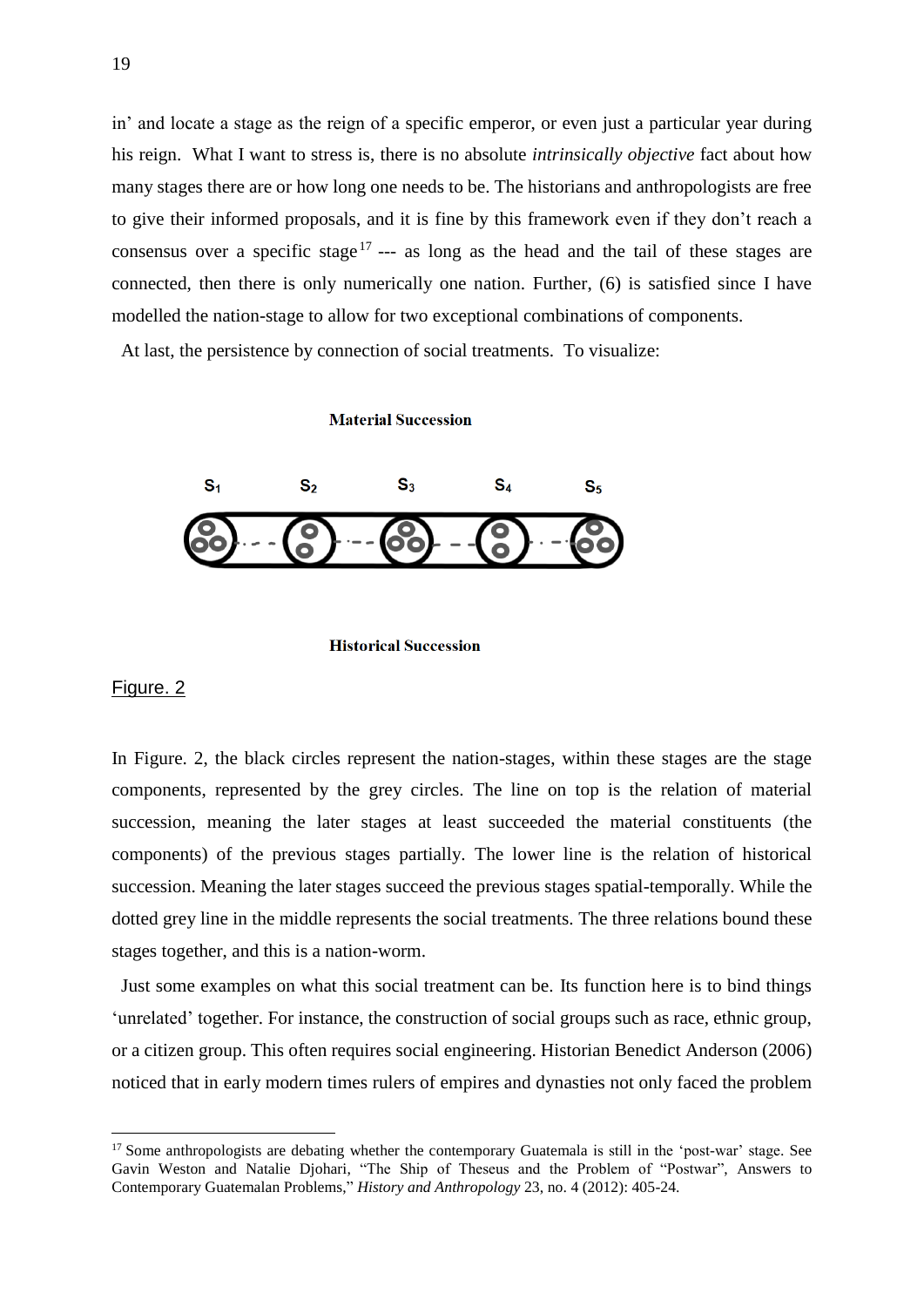in' and locate a stage as the reign of a specific emperor, or even just a particular year during his reign. What I want to stress is, there is no absolute *intrinsically objective* fact about how many stages there are or how long one needs to be. The historians and anthropologists are free to give their informed proposals, and it is fine by this framework even if they don't reach a consensus over a specific stage[17] --- as long as the head and the tail of these stages are connected, then there is only numerically one nation. Further, (6) is satisfied since I have modelled the nation-stage to allow for two exceptional combinations of components.

At last, the persistence by connection of social treatments. To visualize:

**Material Succession**

$S_1$ $S_2$ $S_3$ $S_4$ $S_5$

**Historical Succession**

Figure. 2

In Figure. 2, the black circles represent the nation-stages, within these stages are the stage components, represented by the grey circles. The line on top is the relation of material succession, meaning the later stages at least succeeded the material constituents (the components) of the previous stages partially. The lower line is the relation of historical succession. Meaning the later stages succeed the previous stages spatial-temporally. While the dotted grey line in the middle represents the social treatments. The three relations bound these stages together, and this is a nation-worm.

Just some examples on what this social treatment can be. Its function here is to bind things 'unrelated' together. For instance, the construction of social groups such as race, ethnic group, or a citizen group. This often requires social engineering. Historian Benedict Anderson (2006) noticed that in early modern times rulers of empires and dynasties not only faced the problem

[17] Some anthropologists are debating whether the contemporary Guatemala is still in the 'post-war' stage. See Gavin Weston and Natalie Djohari, "The Ship of Theseus and the Problem of "Postwar", Answers to Contemporary Guatemalan Problems," *History and Anthropology* 23, no. 4 (2012): 405-24.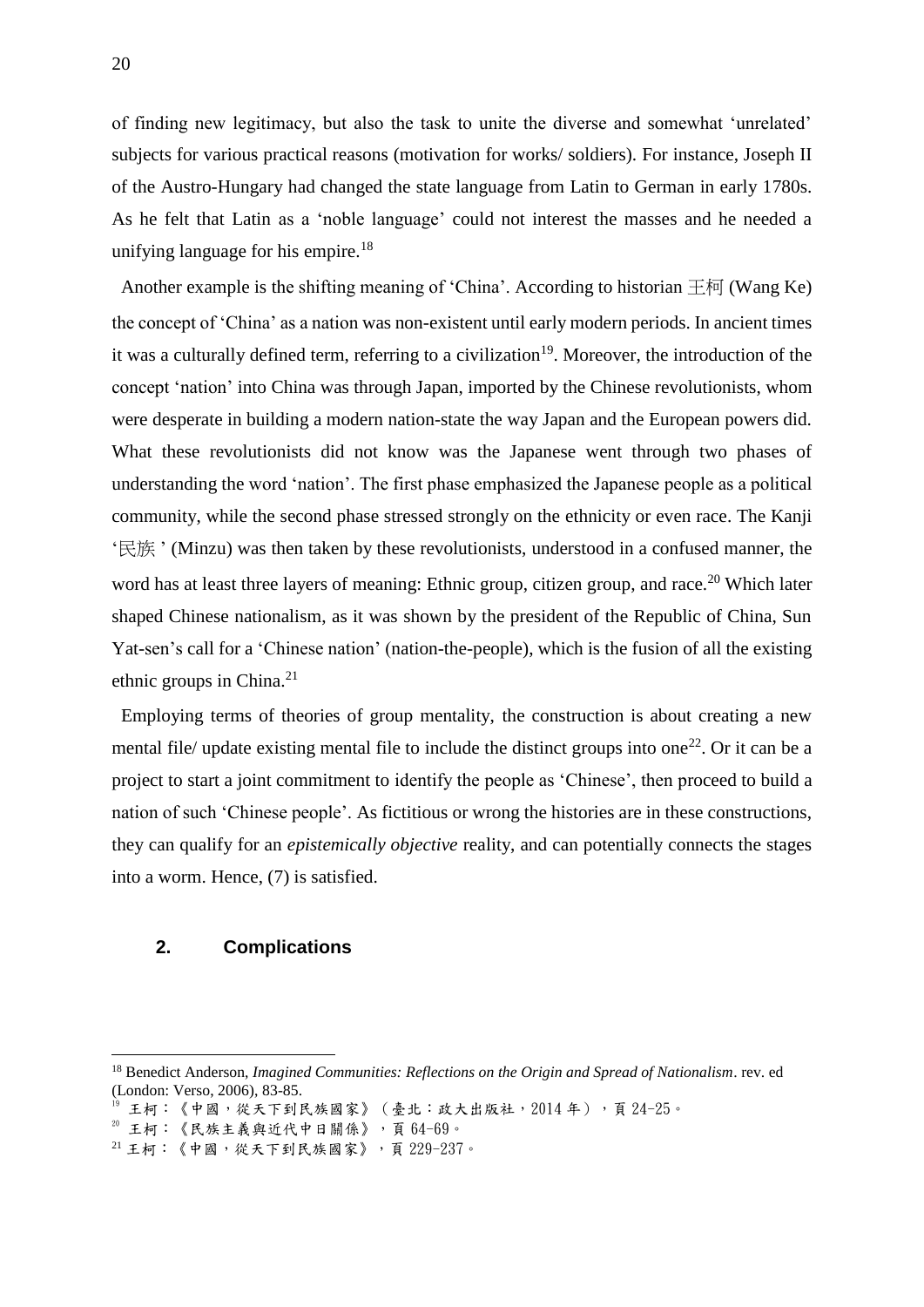of finding new legitimacy, but also the task to unite the diverse and somewhat 'unrelated' subjects for various practical reasons (motivation for works/ soldiers). For instance, Joseph II of the Austro-Hungary had changed the state language from Latin to German in early 1780s. As he felt that Latin as a 'noble language' could not interest the masses and he needed a unifying language for his empire.[18]

Another example is the shifting meaning of 'China'. According to historian 王柯 (Wang Ke) the concept of 'China' as a nation was non-existent until early modern periods. In ancient times it was a culturally defined term, referring to a civilization[19]. Moreover, the introduction of the concept 'nation' into China was through Japan, imported by the Chinese revolutionists, whom were desperate in building a modern nation-state the way Japan and the European powers did. What these revolutionists did not know was the Japanese went through two phases of understanding the word 'nation'. The first phase emphasized the Japanese people as a political community, while the second phase stressed strongly on the ethnicity or even race. The Kanji '民族 ' (Minzu) was then taken by these revolutionists, understood in a confused manner, the word has at least three layers of meaning: Ethnic group, citizen group, and race.[20] Which later shaped Chinese nationalism, as it was shown by the president of the Republic of China, Sun Yat-sen's call for a 'Chinese nation' (nation-the-people), which is the fusion of all the existing ethnic groups in China.[21]

Employing terms of theories of group mentality, the construction is about creating a new mental file/ update existing mental file to include the distinct groups into one[22]. Or it can be a project to start a joint commitment to identify the people as 'Chinese', then proceed to build a nation of such 'Chinese people'. As fictitious or wrong the histories are in these constructions, they can qualify for an *epistemically objective* reality, and can potentially connects the stages into a worm. Hence, (7) is satisfied.

## 2. Complications

[18] Benedict Anderson, *Imagined Communities: Reflections on the Origin and Spread of Nationalism*. rev. ed (London: Verso, 2006), 83-85.

[19] 王柯：《中國，從天下到民族國家》（臺北：政大出版社，2014 年），頁 24-25。

[20] 王柯：《民族主義與近代中日關係》，頁 64-69。

[21] 王柯：《中國，從天下到民族國家》，頁 229-237。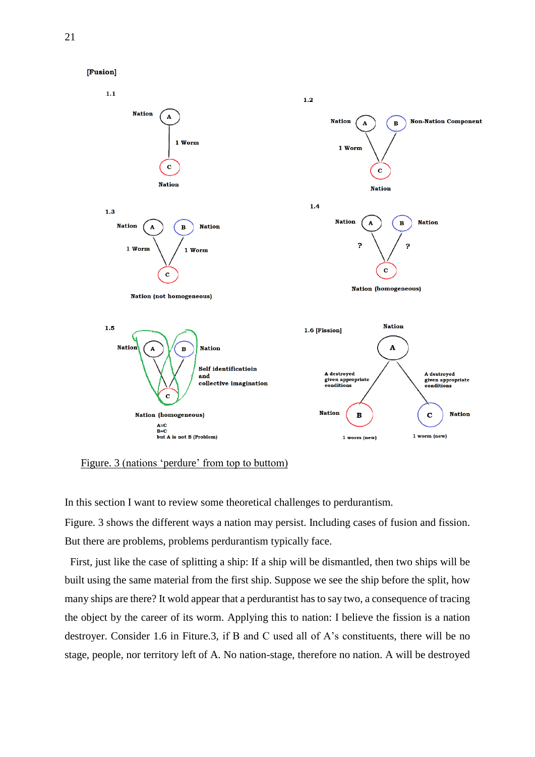[Fusion]

1.1

Nation A

1 Worm

C

Nation

1.2

Nation A B Non-Nation Component

1 Worm

C

Nation

1.3

Nation A B Nation

1 Worm 1 Worm

C

Nation (not homogeneous)

1.4

Nation A B Nation

? ?

C

Nation (homogeneous)

1.5

Nation A B Nation

Self identificatioin and collective imagination

C

Nation (homogeneous)

A=C
B=C
but A is not B (Problem)

1.6 [Fission]

Nation

A

A destroyed given appropriate conditions

A destroyed given appropriate conditions

Nation B C Nation

1 worm (new) 1 worm (new)

Figure. 3 (nations 'perdure' from top to buttom)

In this section I want to review some theoretical challenges to perdurantism.

Figure. 3 shows the different ways a nation may persist. Including cases of fusion and fission. But there are problems, problems perdurantism typically face.

First, just like the case of splitting a ship: If a ship will be dismantled, then two ships will be built using the same material from the first ship. Suppose we see the ship before the split, how many ships are there? It wold appear that a perdurantist has to say two, a consequence of tracing the object by the career of its worm. Applying this to nation: I believe the fission is a nation destroyer. Consider 1.6 in Fiture.3, if B and C used all of A's constituents, there will be no stage, people, nor territory left of A. No nation-stage, therefore no nation. A will be destroyed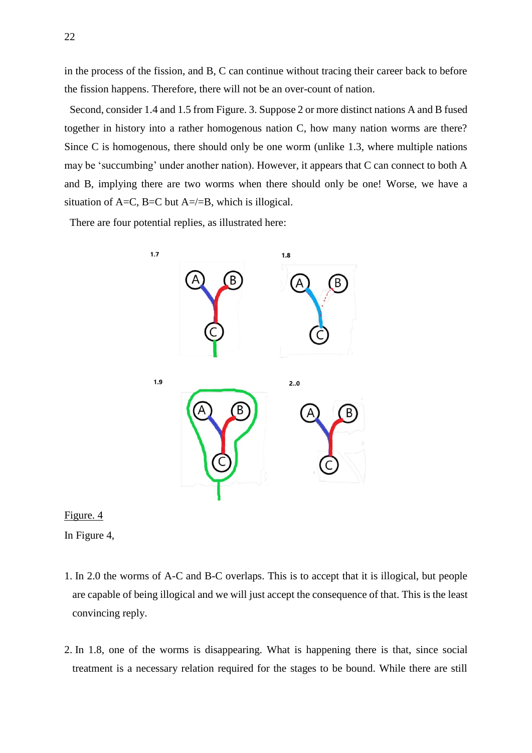in the process of the fission, and B, C can continue without tracing their career back to before the fission happens. Therefore, there will not be an over-count of nation.

Second, consider 1.4 and 1.5 from Figure. 3. Suppose 2 or more distinct nations A and B fused together in history into a rather homogenous nation C, how many nation worms are there? Since C is homogenous, there should only be one worm (unlike 1.3, where multiple nations may be 'succumbing' under another nation). However, it appears that C can connect to both A and B, implying there are two worms when there should only be one! Worse, we have a situation of A=C, B=C but A=/=B, which is illogical.

There are four potential replies, as illustrated here:

Figure. 4

In Figure 4,

1. In 2.0 the worms of A-C and B-C overlaps. This is to accept that it is illogical, but people are capable of being illogical and we will just accept the consequence of that. This is the least convincing reply.

2. In 1.8, one of the worms is disappearing. What is happening there is that, since social treatment is a necessary relation required for the stages to be bound. While there are still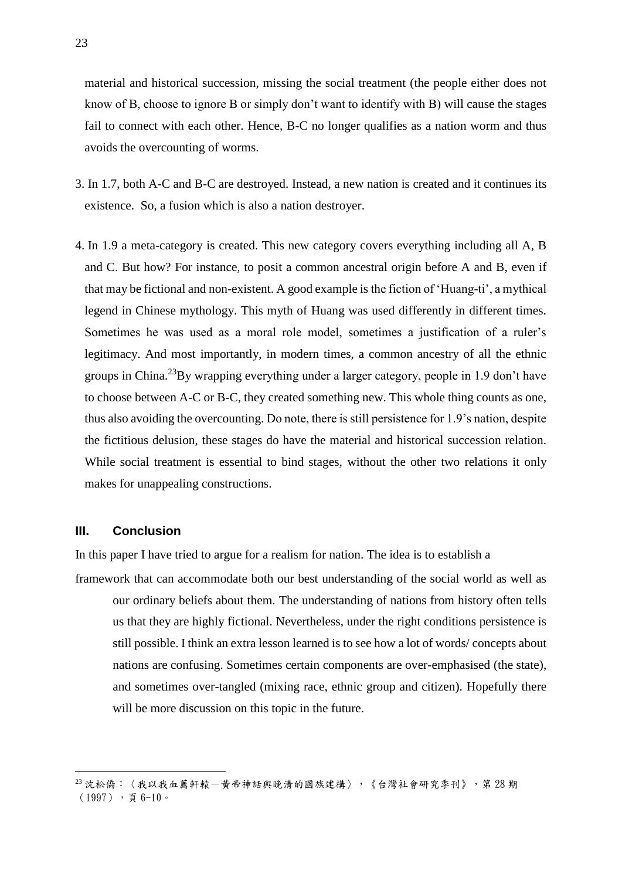material and historical succession, missing the social treatment (the people either does not know of B, choose to ignore B or simply don't want to identify with B) will cause the stages fail to connect with each other. Hence, B-C no longer qualifies as a nation worm and thus avoids the overcounting of worms.

3. In 1.7, both A-C and B-C are destroyed. Instead, a new nation is created and it continues its existence. So, a fusion which is also a nation destroyer.

4. In 1.9 a meta-category is created. This new category covers everything including all A, B and C. But how? For instance, to posit a common ancestral origin before A and B, even if that may be fictional and non-existent. A good example is the fiction of 'Huang-ti', a mythical legend in Chinese mythology. This myth of Huang was used differently in different times. Sometimes he was used as a moral role model, sometimes a justification of a ruler's legitimacy. And most importantly, in modern times, a common ancestry of all the ethnic groups in China.[23] By wrapping everything under a larger category, people in 1.9 don't have to choose between A-C or B-C, they created something new. This whole thing counts as one, thus also avoiding the overcounting. Do note, there is still persistence for 1.9's nation, despite the fictitious delusion, these stages do have the material and historical succession relation. While social treatment is essential to bind stages, without the other two relations it only makes for unappealing constructions.

## III. Conclusion

In this paper I have tried to argue for a realism for nation. The idea is to establish a framework that can accommodate both our best understanding of the social world as well as our ordinary beliefs about them. The understanding of nations from history often tells us that they are highly fictional. Nevertheless, under the right conditions persistence is still possible. I think an extra lesson learned is to see how a lot of words/ concepts about nations are confusing. Sometimes certain components are over-emphasised (the state), and sometimes over-tangled (mixing race, ethnic group and citizen). Hopefully there will be more discussion on this topic in the future.

---

[23] 沈松僑：〈我以我血薦軒轅－黃帝神話與晚清的國族建構〉，《台灣社會研究季刊》，第 28 期（1997），頁 6-10。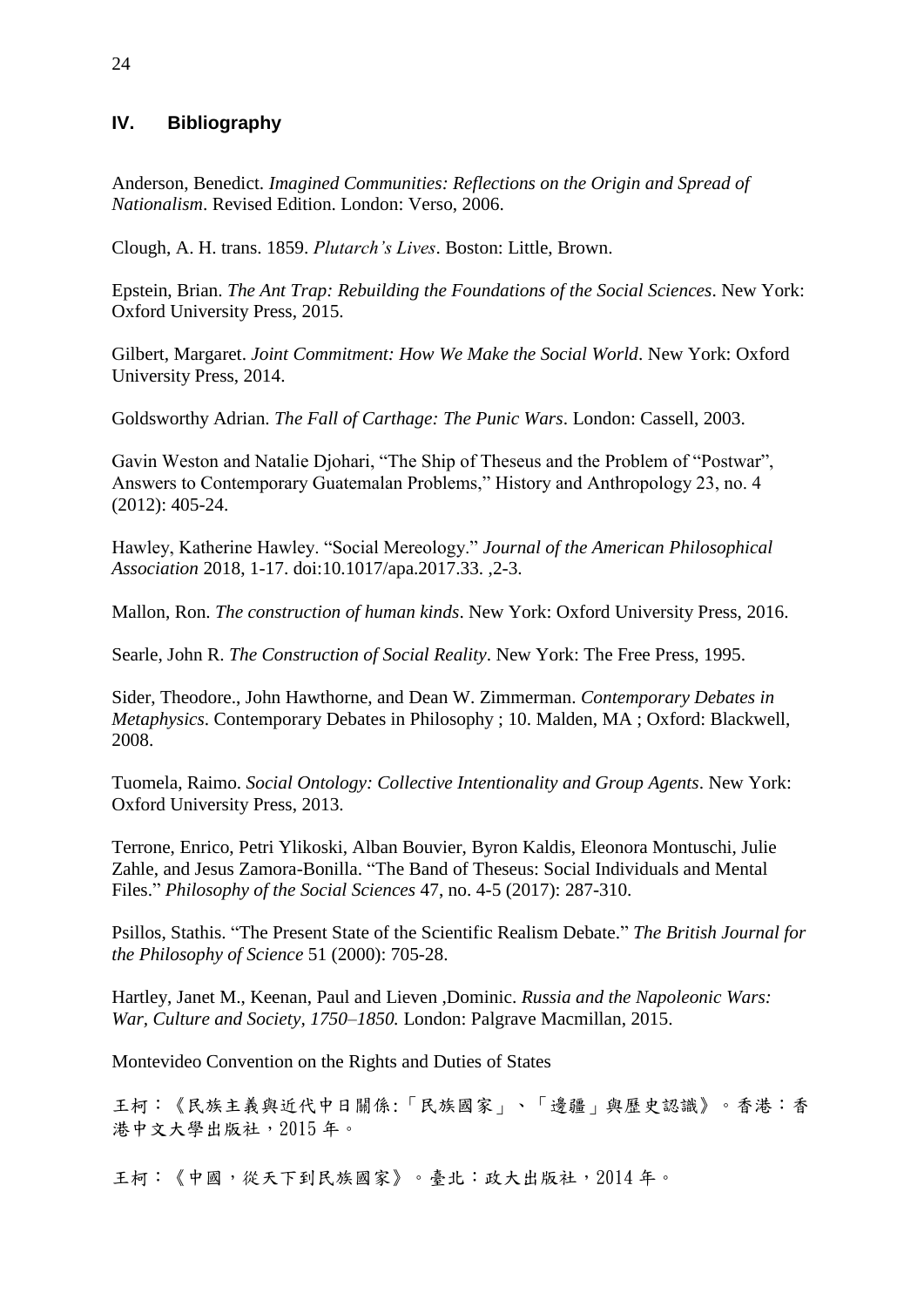## IV. Bibliography

Anderson, Benedict. *Imagined Communities: Reflections on the Origin and Spread of Nationalism*. Revised Edition. London: Verso, 2006.

Clough, A. H. trans. 1859. *Plutarch's Lives*. Boston: Little, Brown.

Epstein, Brian. *The Ant Trap: Rebuilding the Foundations of the Social Sciences*. New York: Oxford University Press, 2015.

Gilbert, Margaret. *Joint Commitment: How We Make the Social World*. New York: Oxford University Press, 2014.

Goldsworthy Adrian. *The Fall of Carthage: The Punic Wars*. London: Cassell, 2003.

Gavin Weston and Natalie Djohari, "The Ship of Theseus and the Problem of "Postwar", Answers to Contemporary Guatemalan Problems," History and Anthropology 23, no. 4 (2012): 405-24.

Hawley, Katherine Hawley. "Social Mereology." *Journal of the American Philosophical Association* 2018, 1-17. doi:10.1017/apa.2017.33. ,2-3.

Mallon, Ron. *The construction of human kinds*. New York: Oxford University Press, 2016.

Searle, John R. *The Construction of Social Reality*. New York: The Free Press, 1995.

Sider, Theodore., John Hawthorne, and Dean W. Zimmerman. *Contemporary Debates in Metaphysics*. Contemporary Debates in Philosophy ; 10. Malden, MA ; Oxford: Blackwell, 2008.

Tuomela, Raimo. *Social Ontology: Collective Intentionality and Group Agents*. New York: Oxford University Press, 2013.

Terrone, Enrico, Petri Ylikoski, Alban Bouvier, Byron Kaldis, Eleonora Montuschi, Julie Zahle, and Jesus Zamora-Bonilla. "The Band of Theseus: Social Individuals and Mental Files." *Philosophy of the Social Sciences* 47, no. 4-5 (2017): 287-310.

Psillos, Stathis. "The Present State of the Scientific Realism Debate." *The British Journal for the Philosophy of Science* 51 (2000): 705-28.

Hartley, Janet M., Keenan, Paul and Lieven ,Dominic. *Russia and the Napoleonic Wars: War, Culture and Society, 1750–1850.* London: Palgrave Macmillan, 2015.

Montevideo Convention on the Rights and Duties of States

王柯：《民族主義與近代中日關係:「民族國家」、「邊疆」與歷史認識》。香港：香港中文大學出版社，2015 年。

王柯：《中國，從天下到民族國家》。臺北：政大出版社，2014 年。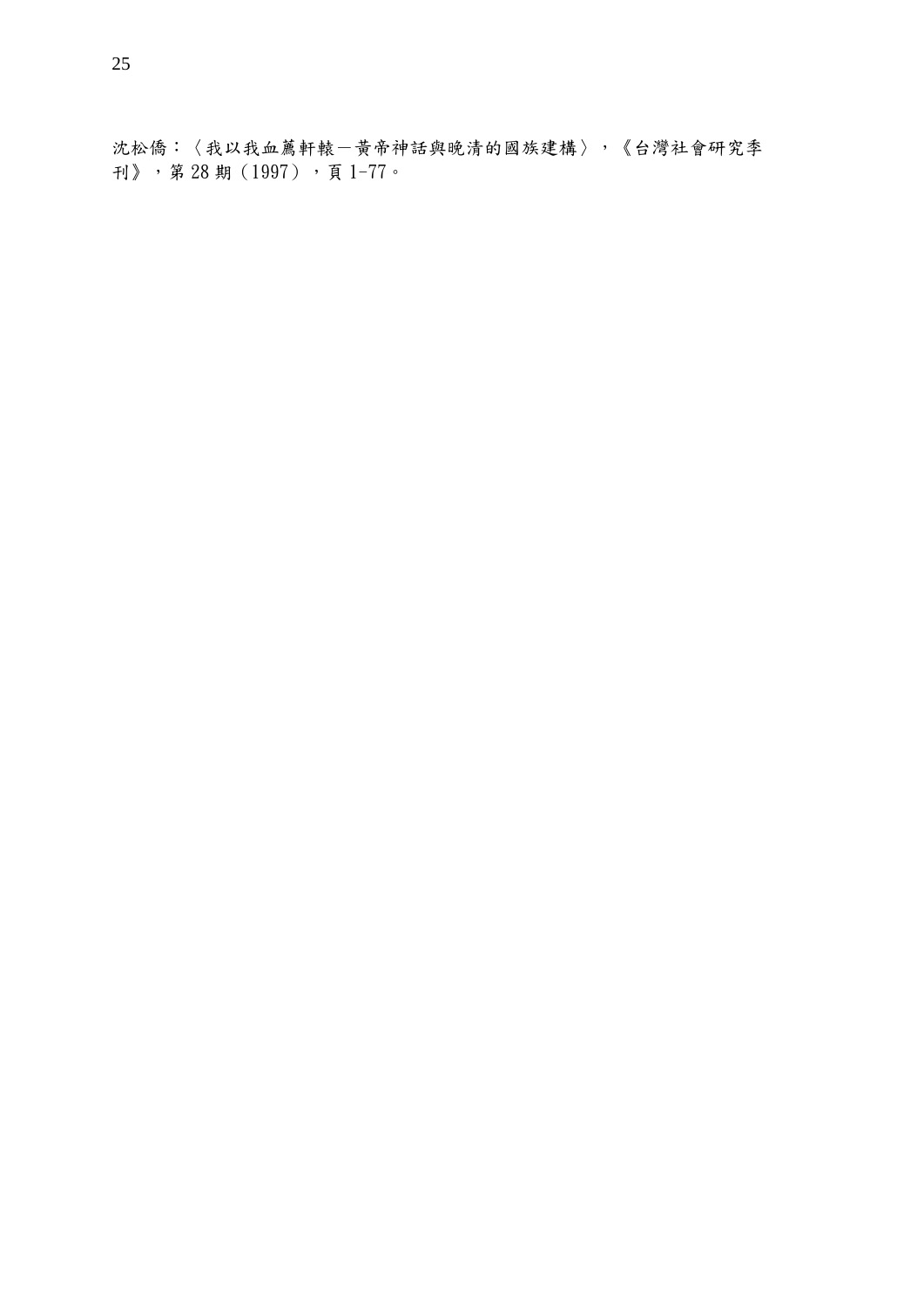沈松僑：〈我以我血薦軒轅－黃帝神話與晚清的國族建構〉，《台灣社會研究季刊》，第 28 期（1997），頁 1-77。